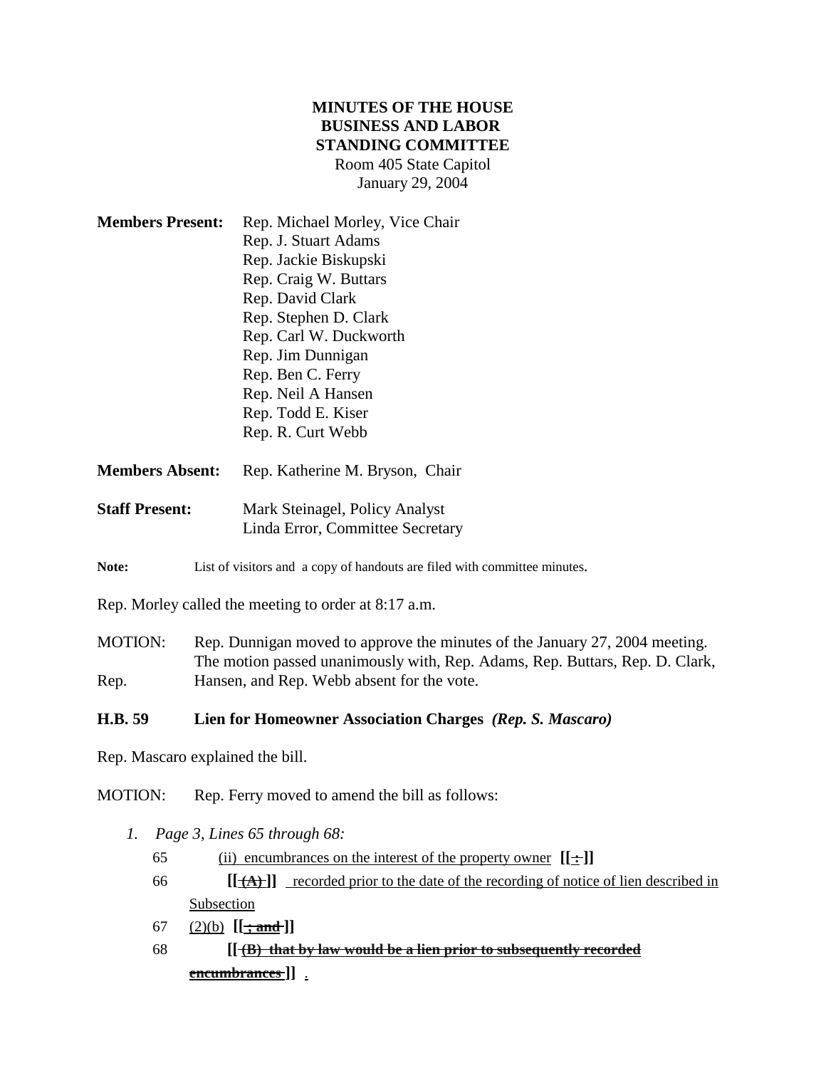**MINUTES OF THE HOUSE BUSINESS AND LABOR STANDING COMMITTEE**
Room 405 State Capitol
January 29, 2004

**Members Present:** Rep. Michael Morley, Vice Chair
Rep. J. Stuart Adams
Rep. Jackie Biskupski
Rep. Craig W. Buttars
Rep. David Clark
Rep. Stephen D. Clark
Rep. Carl W. Duckworth
Rep. Jim Dunnigan
Rep. Ben C. Ferry
Rep. Neil A Hansen
Rep. Todd E. Kiser
Rep. R. Curt Webb

**Members Absent:** Rep. Katherine M. Bryson, Chair

**Staff Present:** Mark Steinagel, Policy Analyst
Linda Error, Committee Secretary

**Note:** List of visitors and a copy of handouts are filed with committee minutes.

Rep. Morley called the meeting to order at 8:17 a.m.

MOTION: Rep. Dunnigan moved to approve the minutes of the January 27, 2004 meeting. The motion passed unanimously with, Rep. Adams, Rep. Buttars, Rep. D. Clark, Rep. Hansen, and Rep. Webb absent for the vote.

**H.B. 59 Lien for Homeowner Association Charges** ***(Rep. S. Mascaro)***

Rep. Mascaro explained the bill.

MOTION: Rep. Ferry moved to amend the bill as follows:

1. *Page 3, Lines 65 through 68:*

65 (ii) encumbrances on the interest of the property owner **[[ ~~:~~ ]]**

66 **[[ ~~(A)~~ ]]** recorded prior to the date of the recording of notice of lien described in Subsection

67 (2)(b) **[[ ~~; and~~ ]]**

68 **[[ ~~(B) that by law would be a lien prior to subsequently recorded encumbrances~~ ]]** .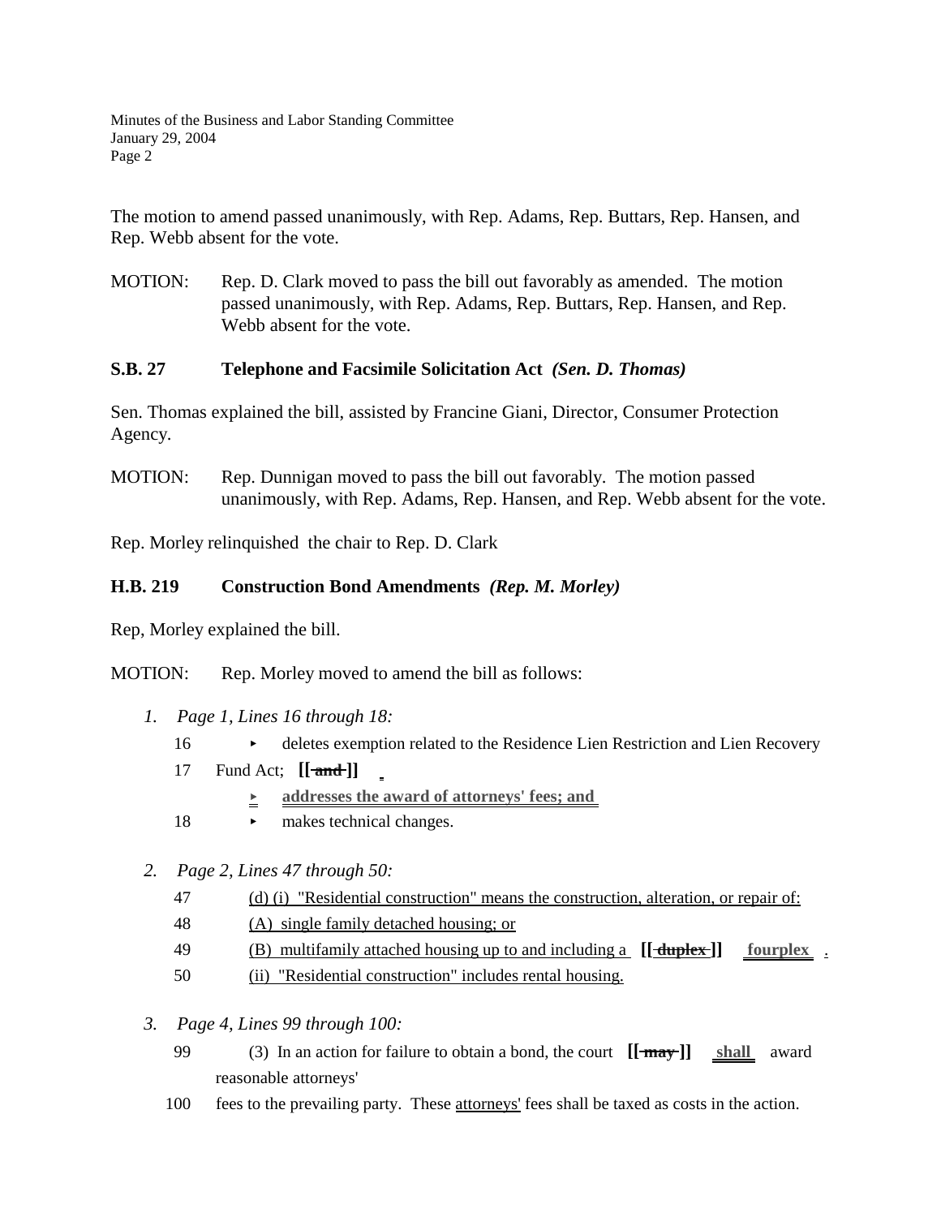The motion to amend passed unanimously, with Rep. Adams, Rep. Buttars, Rep. Hansen, and Rep. Webb absent for the vote.

MOTION: Rep. D. Clark moved to pass the bill out favorably as amended. The motion passed unanimously, with Rep. Adams, Rep. Buttars, Rep. Hansen, and Rep. Webb absent for the vote.

**S.B. 27 Telephone and Facsimile Solicitation Act** ***(Sen. D. Thomas)***

Sen. Thomas explained the bill, assisted by Francine Giani, Director, Consumer Protection Agency.

MOTION: Rep. Dunnigan moved to pass the bill out favorably. The motion passed unanimously, with Rep. Adams, Rep. Hansen, and Rep. Webb absent for the vote.

Rep. Morley relinquished the chair to Rep. D. Clark

**H.B. 219 Construction Bond Amendments** ***(Rep. M. Morley)***

Rep, Morley explained the bill.

MOTION: Rep. Morley moved to amend the bill as follows:

1. *Page 1, Lines 16 through 18:*

   16 ▸ deletes exemption related to the Residence Lien Restriction and Lien Recovery
   
   17 Fund Act; **[[ ~~and~~ ]]** .
   
   ▸ **addresses the award of attorneys' fees; and**
   
   18 ▸ makes technical changes.

2. *Page 2, Lines 47 through 50:*

   47 (d) (i) "Residential construction" means the construction, alteration, or repair of:
   
   48 (A) single family detached housing; or
   
   49 (B) multifamily attached housing up to and including a **[[ ~~duplex~~ ]]** **fourplex** .
   
   50 (ii) "Residential construction" includes rental housing.

3. *Page 4, Lines 99 through 100:*

   99 (3) In an action for failure to obtain a bond, the court **[[ ~~may~~ ]]** **shall** award reasonable attorneys'
   
   100 fees to the prevailing party. These attorneys' fees shall be taxed as costs in the action.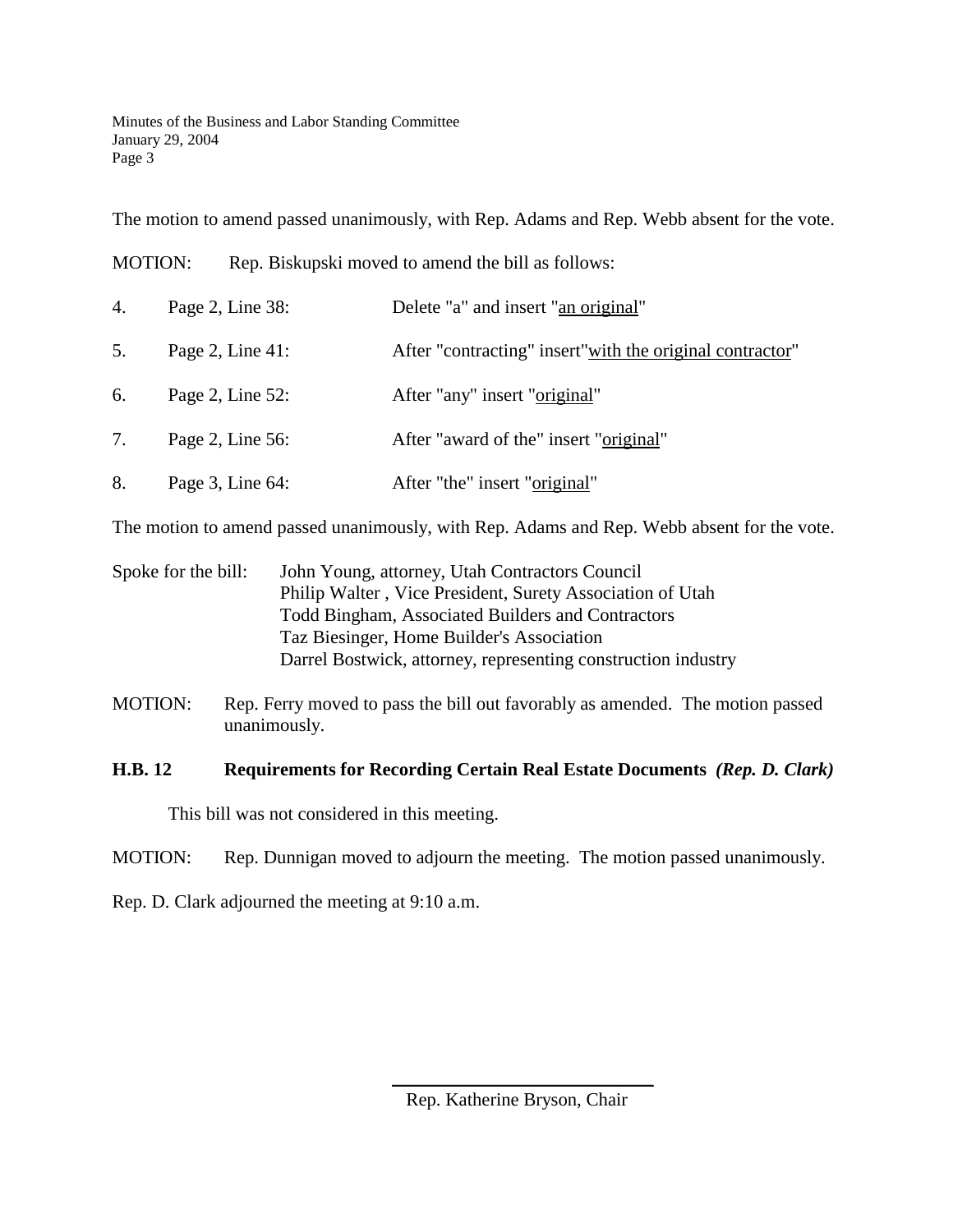The motion to amend passed unanimously, with Rep. Adams and Rep. Webb absent for the vote.

MOTION: Rep. Biskupski moved to amend the bill as follows:

| | | |
|---|---|---|
| 4. | Page 2, Line 38: | Delete "a" and insert "<u>an original</u>" |
| 5. | Page 2, Line 41: | After "contracting" insert"<u>with the original contractor</u>" |
| 6. | Page 2, Line 52: | After "any" insert "<u>original</u>" |
| 7. | Page 2, Line 56: | After "award of the" insert "<u>original</u>" |
| 8. | Page 3, Line 64: | After "the" insert "<u>original</u>" |

The motion to amend passed unanimously, with Rep. Adams and Rep. Webb absent for the vote.

Spoke for the bill:
John Young, attorney, Utah Contractors Council
Philip Walter , Vice President, Surety Association of Utah
Todd Bingham, Associated Builders and Contractors
Taz Biesinger, Home Builder's Association
Darrel Bostwick, attorney, representing construction industry

MOTION: Rep. Ferry moved to pass the bill out favorably as amended. The motion passed unanimously.

**H.B. 12 Requirements for Recording Certain Real Estate Documents *(Rep. D. Clark)***

This bill was not considered in this meeting.

MOTION: Rep. Dunnigan moved to adjourn the meeting. The motion passed unanimously.

Rep. D. Clark adjourned the meeting at 9:10 a.m.

Rep. Katherine Bryson, Chair